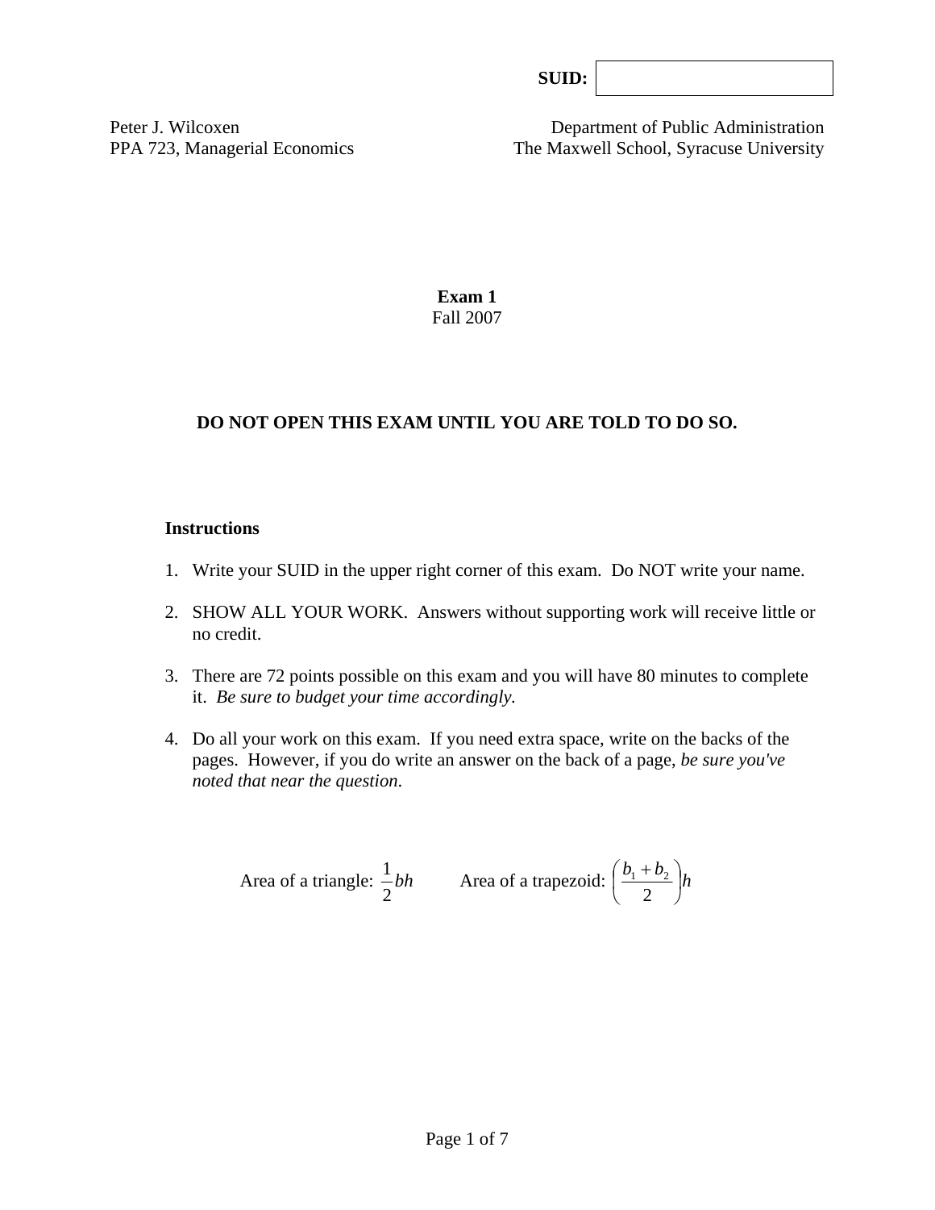**SUID:** 

Peter J. Wilcoxen  
PPA 723, Managerial Economics

Department of Public Administration  
The Maxwell School, Syracuse University

**Exam 1**  
Fall 2007

**DO NOT OPEN THIS EXAM UNTIL YOU ARE TOLD TO DO SO.**

**Instructions**

1. Write your SUID in the upper right corner of this exam. Do NOT write your name.
2. SHOW ALL YOUR WORK. Answers without supporting work will receive little or no credit.
3. There are 72 points possible on this exam and you will have 80 minutes to complete it. *Be sure to budget your time accordingly.*
4. Do all your work on this exam. If you need extra space, write on the backs of the pages. However, if you do write an answer on the back of a page, *be sure you've noted that near the question*.

Area of a triangle: $\frac{1}{2}bh$ Area of a trapezoid: $\left(\frac{b_1 + b_2}{2}\right)h$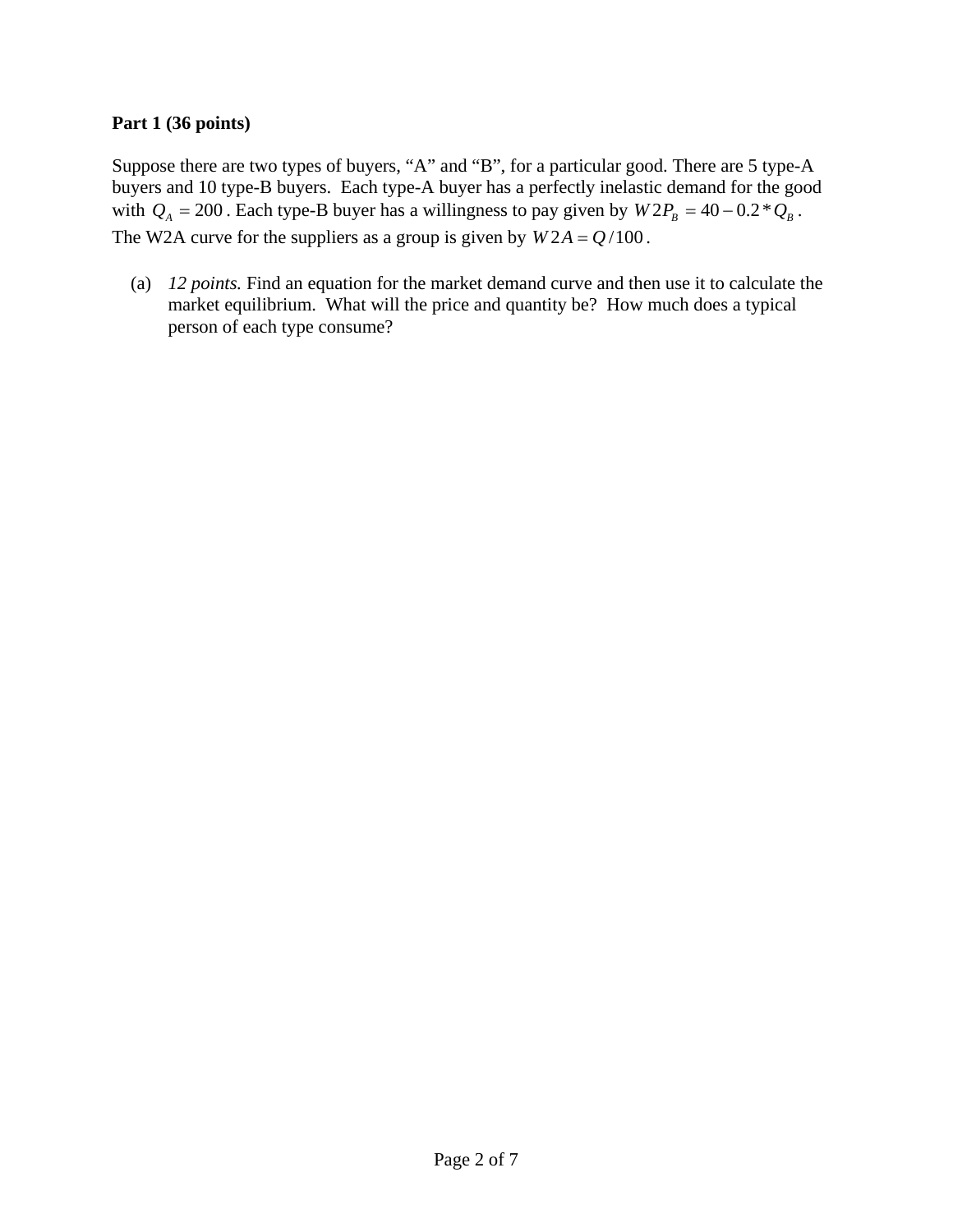**Part 1 (36 points)**

Suppose there are two types of buyers, “A” and “B”, for a particular good. There are 5 type-A buyers and 10 type-B buyers. Each type-A buyer has a perfectly inelastic demand for the good with $Q_A = 200$. Each type-B buyer has a willingness to pay given by $W2P_B = 40 - 0.2 * Q_B$. The W2A curve for the suppliers as a group is given by $W2A = Q/100$.

(a) *12 points.* Find an equation for the market demand curve and then use it to calculate the market equilibrium. What will the price and quantity be? How much does a typical person of each type consume?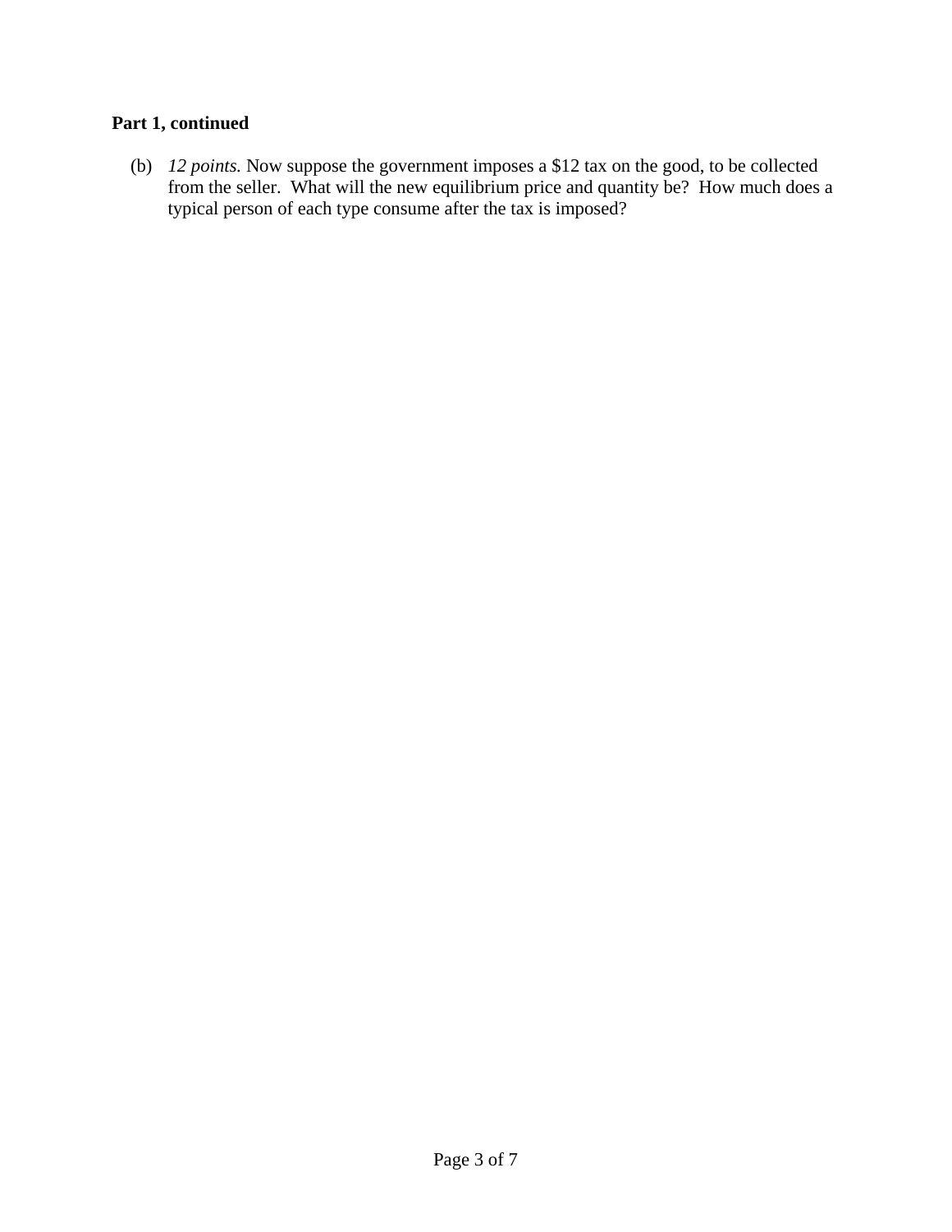**Part 1, continued**

(b) *12 points.* Now suppose the government imposes a $12 tax on the good, to be collected from the seller. What will the new equilibrium price and quantity be? How much does a typical person of each type consume after the tax is imposed?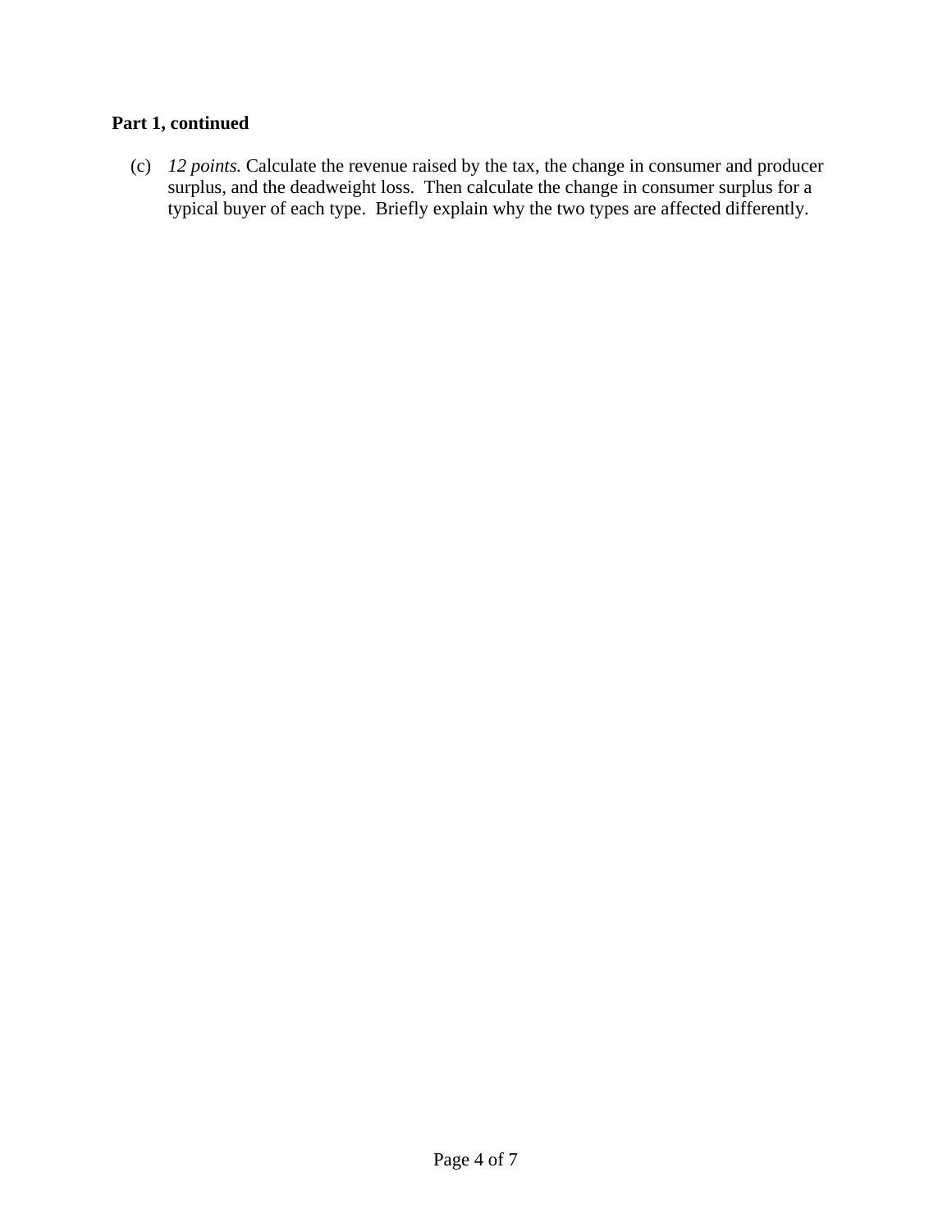**Part 1, continued**

(c) *12 points.* Calculate the revenue raised by the tax, the change in consumer and producer surplus, and the deadweight loss. Then calculate the change in consumer surplus for a typical buyer of each type. Briefly explain why the two types are affected differently.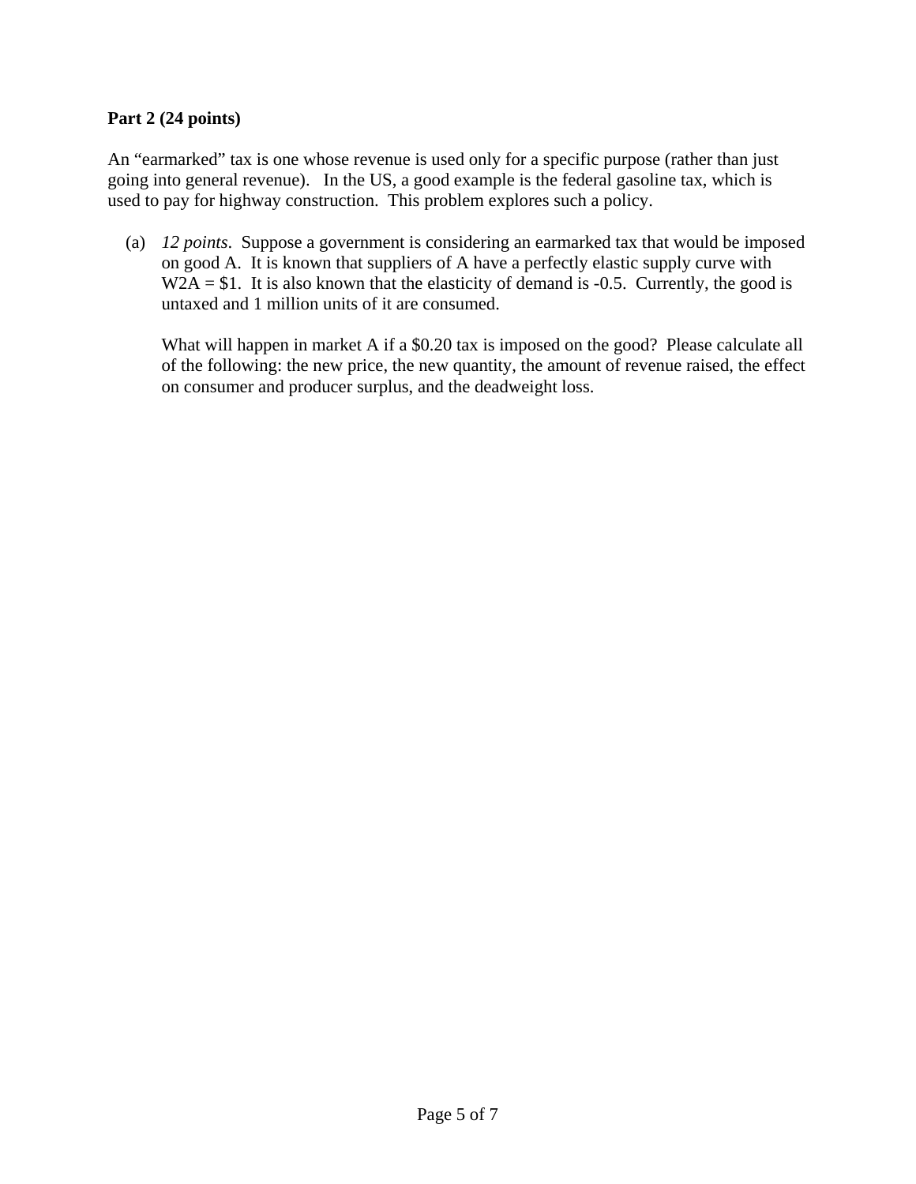**Part 2 (24 points)**

An "earmarked" tax is one whose revenue is used only for a specific purpose (rather than just going into general revenue). In the US, a good example is the federal gasoline tax, which is used to pay for highway construction. This problem explores such a policy.

(a) *12 points*. Suppose a government is considering an earmarked tax that would be imposed on good A. It is known that suppliers of A have a perfectly elastic supply curve with W2A = $1. It is also known that the elasticity of demand is -0.5. Currently, the good is untaxed and 1 million units of it are consumed.

What will happen in market A if a $0.20 tax is imposed on the good? Please calculate all of the following: the new price, the new quantity, the amount of revenue raised, the effect on consumer and producer surplus, and the deadweight loss.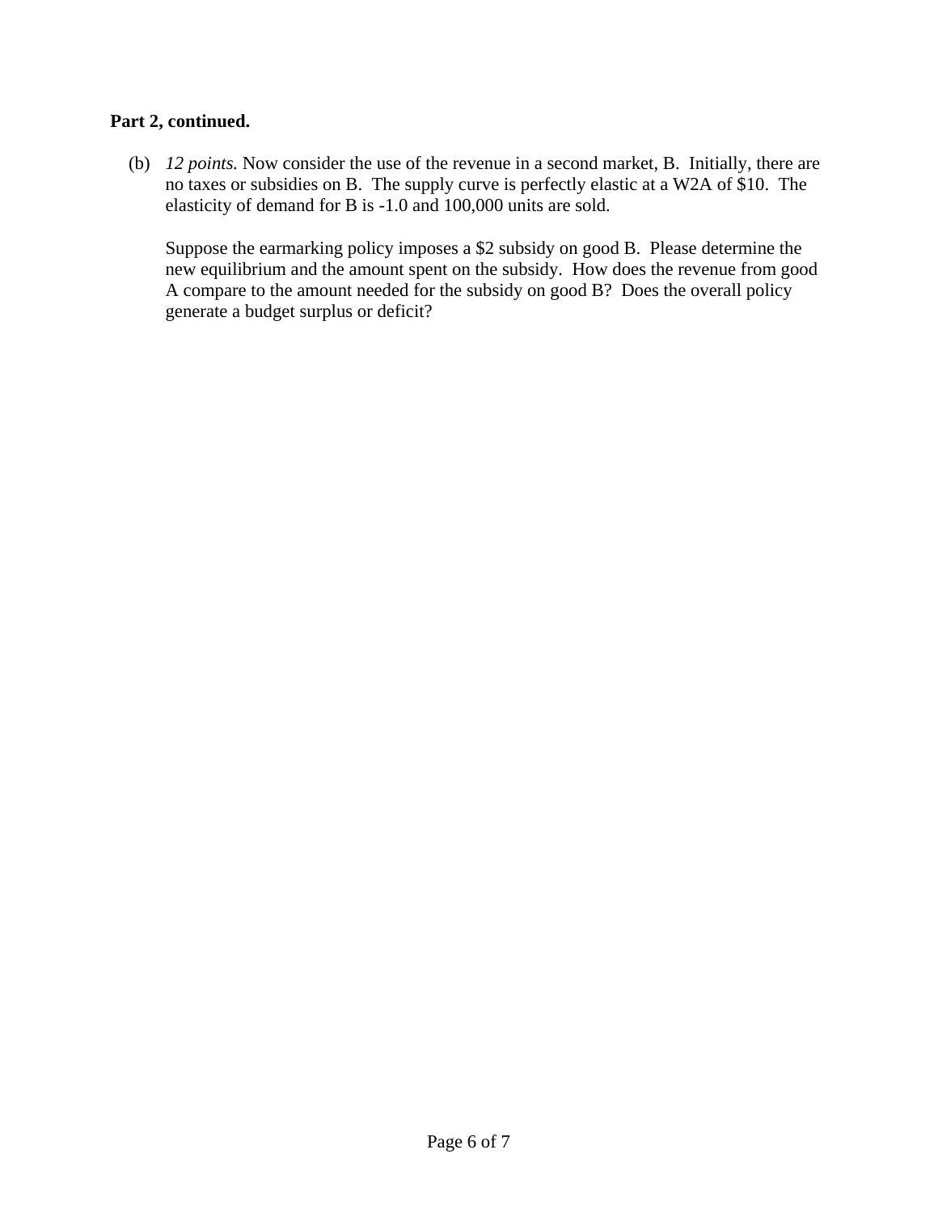**Part 2, continued.**

(b) *12 points.* Now consider the use of the revenue in a second market, B. Initially, there are no taxes or subsidies on B. The supply curve is perfectly elastic at a W2A of $10. The elasticity of demand for B is -1.0 and 100,000 units are sold.

Suppose the earmarking policy imposes a $2 subsidy on good B. Please determine the new equilibrium and the amount spent on the subsidy. How does the revenue from good A compare to the amount needed for the subsidy on good B? Does the overall policy generate a budget surplus or deficit?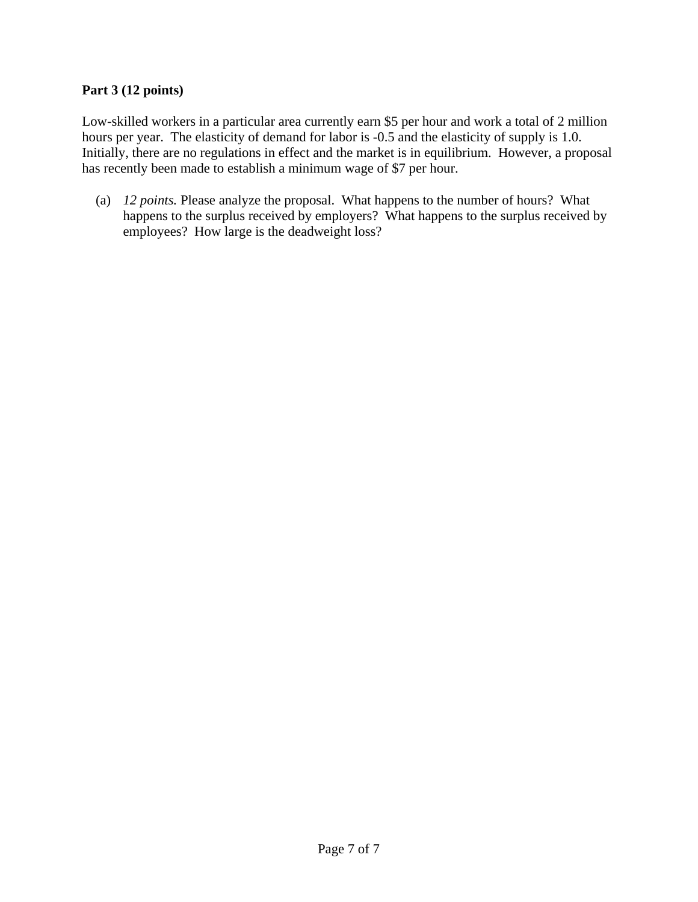**Part 3 (12 points)**

Low-skilled workers in a particular area currently earn $5 per hour and work a total of 2 million hours per year. The elasticity of demand for labor is -0.5 and the elasticity of supply is 1.0. Initially, there are no regulations in effect and the market is in equilibrium. However, a proposal has recently been made to establish a minimum wage of $7 per hour.

(a) *12 points.* Please analyze the proposal. What happens to the number of hours? What happens to the surplus received by employers? What happens to the surplus received by employees? How large is the deadweight loss?